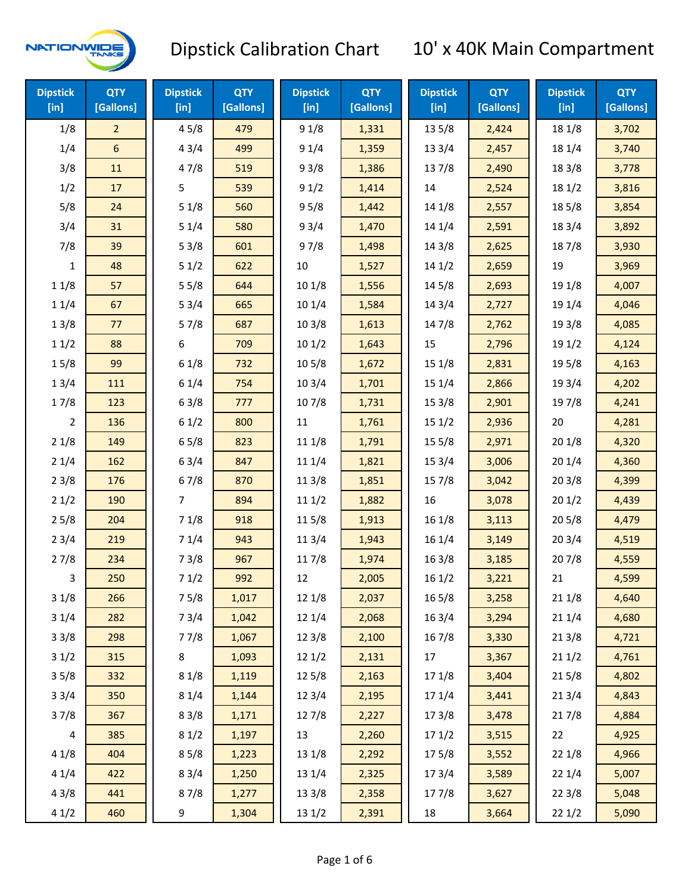# Dipstick Calibration Chart — 10' x 40K Main Compartment

| Dipstick [in] | QTY [Gallons] | Dipstick [in] | QTY [Gallons] | Dipstick [in] | QTY [Gallons] | Dipstick [in] | QTY [Gallons] | Dipstick [in] | QTY [Gallons] |
|---|---|---|---|---|---|---|---|---|---|
| 1/8 | 2 | 4 5/8 | 479 | 9 1/8 | 1,331 | 13 5/8 | 2,424 | 18 1/8 | 3,702 |
| 1/4 | 6 | 4 3/4 | 499 | 9 1/4 | 1,359 | 13 3/4 | 2,457 | 18 1/4 | 3,740 |
| 3/8 | 11 | 4 7/8 | 519 | 9 3/8 | 1,386 | 13 7/8 | 2,490 | 18 3/8 | 3,778 |
| 1/2 | 17 | 5 | 539 | 9 1/2 | 1,414 | 14 | 2,524 | 18 1/2 | 3,816 |
| 5/8 | 24 | 5 1/8 | 560 | 9 5/8 | 1,442 | 14 1/8 | 2,557 | 18 5/8 | 3,854 |
| 3/4 | 31 | 5 1/4 | 580 | 9 3/4 | 1,470 | 14 1/4 | 2,591 | 18 3/4 | 3,892 |
| 7/8 | 39 | 5 3/8 | 601 | 9 7/8 | 1,498 | 14 3/8 | 2,625 | 18 7/8 | 3,930 |
| 1 | 48 | 5 1/2 | 622 | 10 | 1,527 | 14 1/2 | 2,659 | 19 | 3,969 |
| 1 1/8 | 57 | 5 5/8 | 644 | 10 1/8 | 1,556 | 14 5/8 | 2,693 | 19 1/8 | 4,007 |
| 1 1/4 | 67 | 5 3/4 | 665 | 10 1/4 | 1,584 | 14 3/4 | 2,727 | 19 1/4 | 4,046 |
| 1 3/8 | 77 | 5 7/8 | 687 | 10 3/8 | 1,613 | 14 7/8 | 2,762 | 19 3/8 | 4,085 |
| 1 1/2 | 88 | 6 | 709 | 10 1/2 | 1,643 | 15 | 2,796 | 19 1/2 | 4,124 |
| 1 5/8 | 99 | 6 1/8 | 732 | 10 5/8 | 1,672 | 15 1/8 | 2,831 | 19 5/8 | 4,163 |
| 1 3/4 | 111 | 6 1/4 | 754 | 10 3/4 | 1,701 | 15 1/4 | 2,866 | 19 3/4 | 4,202 |
| 1 7/8 | 123 | 6 3/8 | 777 | 10 7/8 | 1,731 | 15 3/8 | 2,901 | 19 7/8 | 4,241 |
| 2 | 136 | 6 1/2 | 800 | 11 | 1,761 | 15 1/2 | 2,936 | 20 | 4,281 |
| 2 1/8 | 149 | 6 5/8 | 823 | 11 1/8 | 1,791 | 15 5/8 | 2,971 | 20 1/8 | 4,320 |
| 2 1/4 | 162 | 6 3/4 | 847 | 11 1/4 | 1,821 | 15 3/4 | 3,006 | 20 1/4 | 4,360 |
| 2 3/8 | 176 | 6 7/8 | 870 | 11 3/8 | 1,851 | 15 7/8 | 3,042 | 20 3/8 | 4,399 |
| 2 1/2 | 190 | 7 | 894 | 11 1/2 | 1,882 | 16 | 3,078 | 20 1/2 | 4,439 |
| 2 5/8 | 204 | 7 1/8 | 918 | 11 5/8 | 1,913 | 16 1/8 | 3,113 | 20 5/8 | 4,479 |
| 2 3/4 | 219 | 7 1/4 | 943 | 11 3/4 | 1,943 | 16 1/4 | 3,149 | 20 3/4 | 4,519 |
| 2 7/8 | 234 | 7 3/8 | 967 | 11 7/8 | 1,974 | 16 3/8 | 3,185 | 20 7/8 | 4,559 |
| 3 | 250 | 7 1/2 | 992 | 12 | 2,005 | 16 1/2 | 3,221 | 21 | 4,599 |
| 3 1/8 | 266 | 7 5/8 | 1,017 | 12 1/8 | 2,037 | 16 5/8 | 3,258 | 21 1/8 | 4,640 |
| 3 1/4 | 282 | 7 3/4 | 1,042 | 12 1/4 | 2,068 | 16 3/4 | 3,294 | 21 1/4 | 4,680 |
| 3 3/8 | 298 | 7 7/8 | 1,067 | 12 3/8 | 2,100 | 16 7/8 | 3,330 | 21 3/8 | 4,721 |
| 3 1/2 | 315 | 8 | 1,093 | 12 1/2 | 2,131 | 17 | 3,367 | 21 1/2 | 4,761 |
| 3 5/8 | 332 | 8 1/8 | 1,119 | 12 5/8 | 2,163 | 17 1/8 | 3,404 | 21 5/8 | 4,802 |
| 3 3/4 | 350 | 8 1/4 | 1,144 | 12 3/4 | 2,195 | 17 1/4 | 3,441 | 21 3/4 | 4,843 |
| 3 7/8 | 367 | 8 3/8 | 1,171 | 12 7/8 | 2,227 | 17 3/8 | 3,478 | 21 7/8 | 4,884 |
| 4 | 385 | 8 1/2 | 1,197 | 13 | 2,260 | 17 1/2 | 3,515 | 22 | 4,925 |
| 4 1/8 | 404 | 8 5/8 | 1,223 | 13 1/8 | 2,292 | 17 5/8 | 3,552 | 22 1/8 | 4,966 |
| 4 1/4 | 422 | 8 3/4 | 1,250 | 13 1/4 | 2,325 | 17 3/4 | 3,589 | 22 1/4 | 5,007 |
| 4 3/8 | 441 | 8 7/8 | 1,277 | 13 3/8 | 2,358 | 17 7/8 | 3,627 | 22 3/8 | 5,048 |
| 4 1/2 | 460 | 9 | 1,304 | 13 1/2 | 2,391 | 18 | 3,664 | 22 1/2 | 5,090 |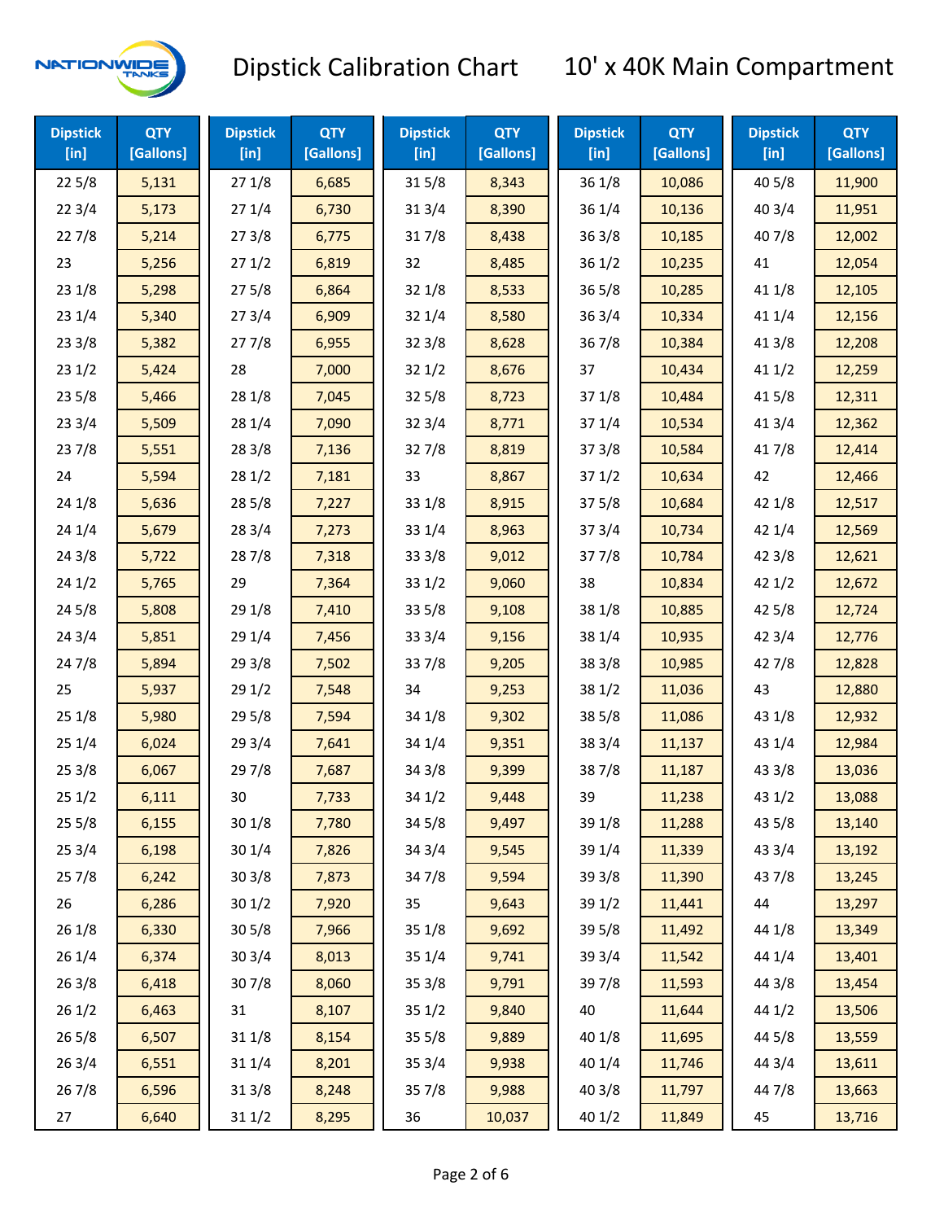# Dipstick Calibration Chart — 10' x 40K Main Compartment

| Dipstick [in] | QTY [Gallons] | Dipstick [in] | QTY [Gallons] | Dipstick [in] | QTY [Gallons] | Dipstick [in] | QTY [Gallons] | Dipstick [in] | QTY [Gallons] |
|---|---|---|---|---|---|---|---|---|---|
| 22 5/8 | 5,131 | 27 1/8 | 6,685 | 31 5/8 | 8,343 | 36 1/8 | 10,086 | 40 5/8 | 11,900 |
| 22 3/4 | 5,173 | 27 1/4 | 6,730 | 31 3/4 | 8,390 | 36 1/4 | 10,136 | 40 3/4 | 11,951 |
| 22 7/8 | 5,214 | 27 3/8 | 6,775 | 31 7/8 | 8,438 | 36 3/8 | 10,185 | 40 7/8 | 12,002 |
| 23 | 5,256 | 27 1/2 | 6,819 | 32 | 8,485 | 36 1/2 | 10,235 | 41 | 12,054 |
| 23 1/8 | 5,298 | 27 5/8 | 6,864 | 32 1/8 | 8,533 | 36 5/8 | 10,285 | 41 1/8 | 12,105 |
| 23 1/4 | 5,340 | 27 3/4 | 6,909 | 32 1/4 | 8,580 | 36 3/4 | 10,334 | 41 1/4 | 12,156 |
| 23 3/8 | 5,382 | 27 7/8 | 6,955 | 32 3/8 | 8,628 | 36 7/8 | 10,384 | 41 3/8 | 12,208 |
| 23 1/2 | 5,424 | 28 | 7,000 | 32 1/2 | 8,676 | 37 | 10,434 | 41 1/2 | 12,259 |
| 23 5/8 | 5,466 | 28 1/8 | 7,045 | 32 5/8 | 8,723 | 37 1/8 | 10,484 | 41 5/8 | 12,311 |
| 23 3/4 | 5,509 | 28 1/4 | 7,090 | 32 3/4 | 8,771 | 37 1/4 | 10,534 | 41 3/4 | 12,362 |
| 23 7/8 | 5,551 | 28 3/8 | 7,136 | 32 7/8 | 8,819 | 37 3/8 | 10,584 | 41 7/8 | 12,414 |
| 24 | 5,594 | 28 1/2 | 7,181 | 33 | 8,867 | 37 1/2 | 10,634 | 42 | 12,466 |
| 24 1/8 | 5,636 | 28 5/8 | 7,227 | 33 1/8 | 8,915 | 37 5/8 | 10,684 | 42 1/8 | 12,517 |
| 24 1/4 | 5,679 | 28 3/4 | 7,273 | 33 1/4 | 8,963 | 37 3/4 | 10,734 | 42 1/4 | 12,569 |
| 24 3/8 | 5,722 | 28 7/8 | 7,318 | 33 3/8 | 9,012 | 37 7/8 | 10,784 | 42 3/8 | 12,621 |
| 24 1/2 | 5,765 | 29 | 7,364 | 33 1/2 | 9,060 | 38 | 10,834 | 42 1/2 | 12,672 |
| 24 5/8 | 5,808 | 29 1/8 | 7,410 | 33 5/8 | 9,108 | 38 1/8 | 10,885 | 42 5/8 | 12,724 |
| 24 3/4 | 5,851 | 29 1/4 | 7,456 | 33 3/4 | 9,156 | 38 1/4 | 10,935 | 42 3/4 | 12,776 |
| 24 7/8 | 5,894 | 29 3/8 | 7,502 | 33 7/8 | 9,205 | 38 3/8 | 10,985 | 42 7/8 | 12,828 |
| 25 | 5,937 | 29 1/2 | 7,548 | 34 | 9,253 | 38 1/2 | 11,036 | 43 | 12,880 |
| 25 1/8 | 5,980 | 29 5/8 | 7,594 | 34 1/8 | 9,302 | 38 5/8 | 11,086 | 43 1/8 | 12,932 |
| 25 1/4 | 6,024 | 29 3/4 | 7,641 | 34 1/4 | 9,351 | 38 3/4 | 11,137 | 43 1/4 | 12,984 |
| 25 3/8 | 6,067 | 29 7/8 | 7,687 | 34 3/8 | 9,399 | 38 7/8 | 11,187 | 43 3/8 | 13,036 |
| 25 1/2 | 6,111 | 30 | 7,733 | 34 1/2 | 9,448 | 39 | 11,238 | 43 1/2 | 13,088 |
| 25 5/8 | 6,155 | 30 1/8 | 7,780 | 34 5/8 | 9,497 | 39 1/8 | 11,288 | 43 5/8 | 13,140 |
| 25 3/4 | 6,198 | 30 1/4 | 7,826 | 34 3/4 | 9,545 | 39 1/4 | 11,339 | 43 3/4 | 13,192 |
| 25 7/8 | 6,242 | 30 3/8 | 7,873 | 34 7/8 | 9,594 | 39 3/8 | 11,390 | 43 7/8 | 13,245 |
| 26 | 6,286 | 30 1/2 | 7,920 | 35 | 9,643 | 39 1/2 | 11,441 | 44 | 13,297 |
| 26 1/8 | 6,330 | 30 5/8 | 7,966 | 35 1/8 | 9,692 | 39 5/8 | 11,492 | 44 1/8 | 13,349 |
| 26 1/4 | 6,374 | 30 3/4 | 8,013 | 35 1/4 | 9,741 | 39 3/4 | 11,542 | 44 1/4 | 13,401 |
| 26 3/8 | 6,418 | 30 7/8 | 8,060 | 35 3/8 | 9,791 | 39 7/8 | 11,593 | 44 3/8 | 13,454 |
| 26 1/2 | 6,463 | 31 | 8,107 | 35 1/2 | 9,840 | 40 | 11,644 | 44 1/2 | 13,506 |
| 26 5/8 | 6,507 | 31 1/8 | 8,154 | 35 5/8 | 9,889 | 40 1/8 | 11,695 | 44 5/8 | 13,559 |
| 26 3/4 | 6,551 | 31 1/4 | 8,201 | 35 3/4 | 9,938 | 40 1/4 | 11,746 | 44 3/4 | 13,611 |
| 26 7/8 | 6,596 | 31 3/8 | 8,248 | 35 7/8 | 9,988 | 40 3/8 | 11,797 | 44 7/8 | 13,663 |
| 27 | 6,640 | 31 1/2 | 8,295 | 36 | 10,037 | 40 1/2 | 11,849 | 45 | 13,716 |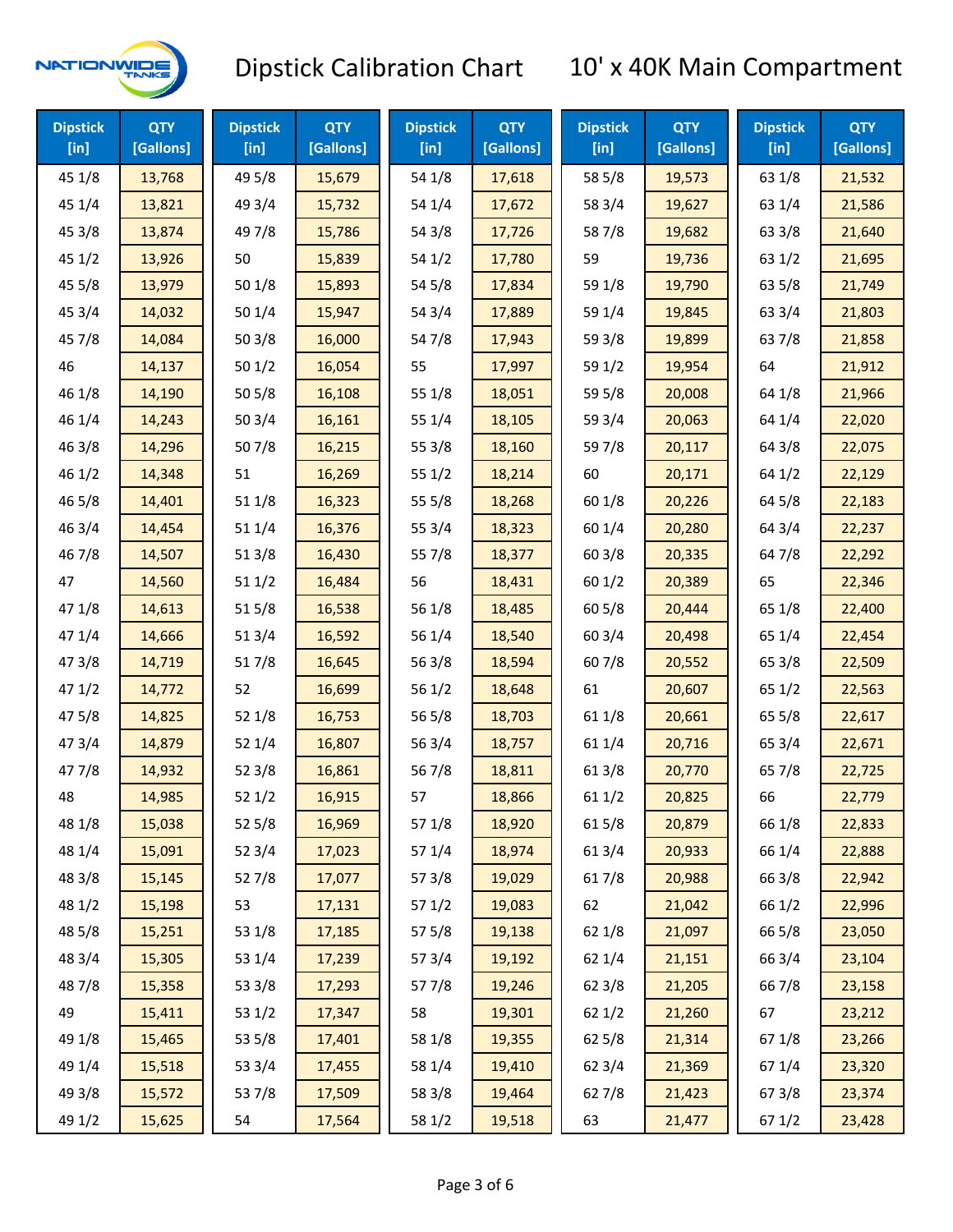# Dipstick Calibration Chart — 10' x 40K Main Compartment

| Dipstick [in] | QTY [Gallons] | Dipstick [in] | QTY [Gallons] | Dipstick [in] | QTY [Gallons] | Dipstick [in] | QTY [Gallons] | Dipstick [in] | QTY [Gallons] |
|---|---|---|---|---|---|---|---|---|---|
| 45 1/8 | 13,768 | 49 5/8 | 15,679 | 54 1/8 | 17,618 | 58 5/8 | 19,573 | 63 1/8 | 21,532 |
| 45 1/4 | 13,821 | 49 3/4 | 15,732 | 54 1/4 | 17,672 | 58 3/4 | 19,627 | 63 1/4 | 21,586 |
| 45 3/8 | 13,874 | 49 7/8 | 15,786 | 54 3/8 | 17,726 | 58 7/8 | 19,682 | 63 3/8 | 21,640 |
| 45 1/2 | 13,926 | 50 | 15,839 | 54 1/2 | 17,780 | 59 | 19,736 | 63 1/2 | 21,695 |
| 45 5/8 | 13,979 | 50 1/8 | 15,893 | 54 5/8 | 17,834 | 59 1/8 | 19,790 | 63 5/8 | 21,749 |
| 45 3/4 | 14,032 | 50 1/4 | 15,947 | 54 3/4 | 17,889 | 59 1/4 | 19,845 | 63 3/4 | 21,803 |
| 45 7/8 | 14,084 | 50 3/8 | 16,000 | 54 7/8 | 17,943 | 59 3/8 | 19,899 | 63 7/8 | 21,858 |
| 46 | 14,137 | 50 1/2 | 16,054 | 55 | 17,997 | 59 1/2 | 19,954 | 64 | 21,912 |
| 46 1/8 | 14,190 | 50 5/8 | 16,108 | 55 1/8 | 18,051 | 59 5/8 | 20,008 | 64 1/8 | 21,966 |
| 46 1/4 | 14,243 | 50 3/4 | 16,161 | 55 1/4 | 18,105 | 59 3/4 | 20,063 | 64 1/4 | 22,020 |
| 46 3/8 | 14,296 | 50 7/8 | 16,215 | 55 3/8 | 18,160 | 59 7/8 | 20,117 | 64 3/8 | 22,075 |
| 46 1/2 | 14,348 | 51 | 16,269 | 55 1/2 | 18,214 | 60 | 20,171 | 64 1/2 | 22,129 |
| 46 5/8 | 14,401 | 51 1/8 | 16,323 | 55 5/8 | 18,268 | 60 1/8 | 20,226 | 64 5/8 | 22,183 |
| 46 3/4 | 14,454 | 51 1/4 | 16,376 | 55 3/4 | 18,323 | 60 1/4 | 20,280 | 64 3/4 | 22,237 |
| 46 7/8 | 14,507 | 51 3/8 | 16,430 | 55 7/8 | 18,377 | 60 3/8 | 20,335 | 64 7/8 | 22,292 |
| 47 | 14,560 | 51 1/2 | 16,484 | 56 | 18,431 | 60 1/2 | 20,389 | 65 | 22,346 |
| 47 1/8 | 14,613 | 51 5/8 | 16,538 | 56 1/8 | 18,485 | 60 5/8 | 20,444 | 65 1/8 | 22,400 |
| 47 1/4 | 14,666 | 51 3/4 | 16,592 | 56 1/4 | 18,540 | 60 3/4 | 20,498 | 65 1/4 | 22,454 |
| 47 3/8 | 14,719 | 51 7/8 | 16,645 | 56 3/8 | 18,594 | 60 7/8 | 20,552 | 65 3/8 | 22,509 |
| 47 1/2 | 14,772 | 52 | 16,699 | 56 1/2 | 18,648 | 61 | 20,607 | 65 1/2 | 22,563 |
| 47 5/8 | 14,825 | 52 1/8 | 16,753 | 56 5/8 | 18,703 | 61 1/8 | 20,661 | 65 5/8 | 22,617 |
| 47 3/4 | 14,879 | 52 1/4 | 16,807 | 56 3/4 | 18,757 | 61 1/4 | 20,716 | 65 3/4 | 22,671 |
| 47 7/8 | 14,932 | 52 3/8 | 16,861 | 56 7/8 | 18,811 | 61 3/8 | 20,770 | 65 7/8 | 22,725 |
| 48 | 14,985 | 52 1/2 | 16,915 | 57 | 18,866 | 61 1/2 | 20,825 | 66 | 22,779 |
| 48 1/8 | 15,038 | 52 5/8 | 16,969 | 57 1/8 | 18,920 | 61 5/8 | 20,879 | 66 1/8 | 22,833 |
| 48 1/4 | 15,091 | 52 3/4 | 17,023 | 57 1/4 | 18,974 | 61 3/4 | 20,933 | 66 1/4 | 22,888 |
| 48 3/8 | 15,145 | 52 7/8 | 17,077 | 57 3/8 | 19,029 | 61 7/8 | 20,988 | 66 3/8 | 22,942 |
| 48 1/2 | 15,198 | 53 | 17,131 | 57 1/2 | 19,083 | 62 | 21,042 | 66 1/2 | 22,996 |
| 48 5/8 | 15,251 | 53 1/8 | 17,185 | 57 5/8 | 19,138 | 62 1/8 | 21,097 | 66 5/8 | 23,050 |
| 48 3/4 | 15,305 | 53 1/4 | 17,239 | 57 3/4 | 19,192 | 62 1/4 | 21,151 | 66 3/4 | 23,104 |
| 48 7/8 | 15,358 | 53 3/8 | 17,293 | 57 7/8 | 19,246 | 62 3/8 | 21,205 | 66 7/8 | 23,158 |
| 49 | 15,411 | 53 1/2 | 17,347 | 58 | 19,301 | 62 1/2 | 21,260 | 67 | 23,212 |
| 49 1/8 | 15,465 | 53 5/8 | 17,401 | 58 1/8 | 19,355 | 62 5/8 | 21,314 | 67 1/8 | 23,266 |
| 49 1/4 | 15,518 | 53 3/4 | 17,455 | 58 1/4 | 19,410 | 62 3/4 | 21,369 | 67 1/4 | 23,320 |
| 49 3/8 | 15,572 | 53 7/8 | 17,509 | 58 3/8 | 19,464 | 62 7/8 | 21,423 | 67 3/8 | 23,374 |
| 49 1/2 | 15,625 | 54 | 17,564 | 58 1/2 | 19,518 | 63 | 21,477 | 67 1/2 | 23,428 |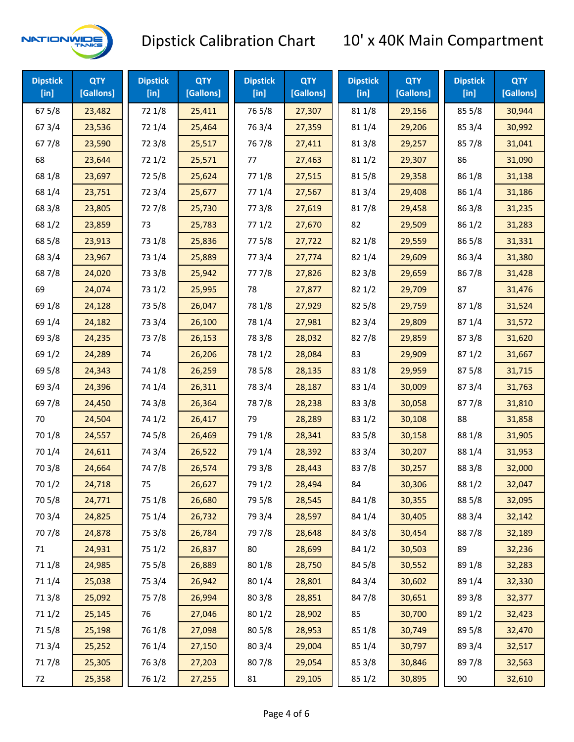# Dipstick Calibration Chart — 10' x 40K Main Compartment

| Dipstick [in] | QTY [Gallons] | Dipstick [in] | QTY [Gallons] | Dipstick [in] | QTY [Gallons] | Dipstick [in] | QTY [Gallons] | Dipstick [in] | QTY [Gallons] |
|---|---|---|---|---|---|---|---|---|---|
| 67 5/8 | 23,482 | 72 1/8 | 25,411 | 76 5/8 | 27,307 | 81 1/8 | 29,156 | 85 5/8 | 30,944 |
| 67 3/4 | 23,536 | 72 1/4 | 25,464 | 76 3/4 | 27,359 | 81 1/4 | 29,206 | 85 3/4 | 30,992 |
| 67 7/8 | 23,590 | 72 3/8 | 25,517 | 76 7/8 | 27,411 | 81 3/8 | 29,257 | 85 7/8 | 31,041 |
| 68 | 23,644 | 72 1/2 | 25,571 | 77 | 27,463 | 81 1/2 | 29,307 | 86 | 31,090 |
| 68 1/8 | 23,697 | 72 5/8 | 25,624 | 77 1/8 | 27,515 | 81 5/8 | 29,358 | 86 1/8 | 31,138 |
| 68 1/4 | 23,751 | 72 3/4 | 25,677 | 77 1/4 | 27,567 | 81 3/4 | 29,408 | 86 1/4 | 31,186 |
| 68 3/8 | 23,805 | 72 7/8 | 25,730 | 77 3/8 | 27,619 | 81 7/8 | 29,458 | 86 3/8 | 31,235 |
| 68 1/2 | 23,859 | 73 | 25,783 | 77 1/2 | 27,670 | 82 | 29,509 | 86 1/2 | 31,283 |
| 68 5/8 | 23,913 | 73 1/8 | 25,836 | 77 5/8 | 27,722 | 82 1/8 | 29,559 | 86 5/8 | 31,331 |
| 68 3/4 | 23,967 | 73 1/4 | 25,889 | 77 3/4 | 27,774 | 82 1/4 | 29,609 | 86 3/4 | 31,380 |
| 68 7/8 | 24,020 | 73 3/8 | 25,942 | 77 7/8 | 27,826 | 82 3/8 | 29,659 | 86 7/8 | 31,428 |
| 69 | 24,074 | 73 1/2 | 25,995 | 78 | 27,877 | 82 1/2 | 29,709 | 87 | 31,476 |
| 69 1/8 | 24,128 | 73 5/8 | 26,047 | 78 1/8 | 27,929 | 82 5/8 | 29,759 | 87 1/8 | 31,524 |
| 69 1/4 | 24,182 | 73 3/4 | 26,100 | 78 1/4 | 27,981 | 82 3/4 | 29,809 | 87 1/4 | 31,572 |
| 69 3/8 | 24,235 | 73 7/8 | 26,153 | 78 3/8 | 28,032 | 82 7/8 | 29,859 | 87 3/8 | 31,620 |
| 69 1/2 | 24,289 | 74 | 26,206 | 78 1/2 | 28,084 | 83 | 29,909 | 87 1/2 | 31,667 |
| 69 5/8 | 24,343 | 74 1/8 | 26,259 | 78 5/8 | 28,135 | 83 1/8 | 29,959 | 87 5/8 | 31,715 |
| 69 3/4 | 24,396 | 74 1/4 | 26,311 | 78 3/4 | 28,187 | 83 1/4 | 30,009 | 87 3/4 | 31,763 |
| 69 7/8 | 24,450 | 74 3/8 | 26,364 | 78 7/8 | 28,238 | 83 3/8 | 30,058 | 87 7/8 | 31,810 |
| 70 | 24,504 | 74 1/2 | 26,417 | 79 | 28,289 | 83 1/2 | 30,108 | 88 | 31,858 |
| 70 1/8 | 24,557 | 74 5/8 | 26,469 | 79 1/8 | 28,341 | 83 5/8 | 30,158 | 88 1/8 | 31,905 |
| 70 1/4 | 24,611 | 74 3/4 | 26,522 | 79 1/4 | 28,392 | 83 3/4 | 30,207 | 88 1/4 | 31,953 |
| 70 3/8 | 24,664 | 74 7/8 | 26,574 | 79 3/8 | 28,443 | 83 7/8 | 30,257 | 88 3/8 | 32,000 |
| 70 1/2 | 24,718 | 75 | 26,627 | 79 1/2 | 28,494 | 84 | 30,306 | 88 1/2 | 32,047 |
| 70 5/8 | 24,771 | 75 1/8 | 26,680 | 79 5/8 | 28,545 | 84 1/8 | 30,355 | 88 5/8 | 32,095 |
| 70 3/4 | 24,825 | 75 1/4 | 26,732 | 79 3/4 | 28,597 | 84 1/4 | 30,405 | 88 3/4 | 32,142 |
| 70 7/8 | 24,878 | 75 3/8 | 26,784 | 79 7/8 | 28,648 | 84 3/8 | 30,454 | 88 7/8 | 32,189 |
| 71 | 24,931 | 75 1/2 | 26,837 | 80 | 28,699 | 84 1/2 | 30,503 | 89 | 32,236 |
| 71 1/8 | 24,985 | 75 5/8 | 26,889 | 80 1/8 | 28,750 | 84 5/8 | 30,552 | 89 1/8 | 32,283 |
| 71 1/4 | 25,038 | 75 3/4 | 26,942 | 80 1/4 | 28,801 | 84 3/4 | 30,602 | 89 1/4 | 32,330 |
| 71 3/8 | 25,092 | 75 7/8 | 26,994 | 80 3/8 | 28,851 | 84 7/8 | 30,651 | 89 3/8 | 32,377 |
| 71 1/2 | 25,145 | 76 | 27,046 | 80 1/2 | 28,902 | 85 | 30,700 | 89 1/2 | 32,423 |
| 71 5/8 | 25,198 | 76 1/8 | 27,098 | 80 5/8 | 28,953 | 85 1/8 | 30,749 | 89 5/8 | 32,470 |
| 71 3/4 | 25,252 | 76 1/4 | 27,150 | 80 3/4 | 29,004 | 85 1/4 | 30,797 | 89 3/4 | 32,517 |
| 71 7/8 | 25,305 | 76 3/8 | 27,203 | 80 7/8 | 29,054 | 85 3/8 | 30,846 | 89 7/8 | 32,563 |
| 72 | 25,358 | 76 1/2 | 27,255 | 81 | 29,105 | 85 1/2 | 30,895 | 90 | 32,610 |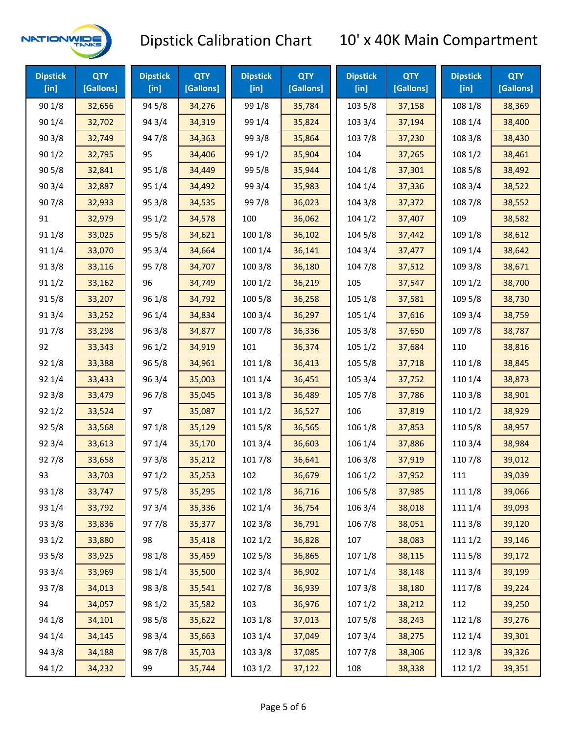# Dipstick Calibration Chart — 10' x 40K Main Compartment

| Dipstick [in] | QTY [Gallons] | Dipstick [in] | QTY [Gallons] | Dipstick [in] | QTY [Gallons] | Dipstick [in] | QTY [Gallons] | Dipstick [in] | QTY [Gallons] |
|---|---|---|---|---|---|---|---|---|---|
| 90 1/8 | 32,656 | 94 5/8 | 34,276 | 99 1/8 | 35,784 | 103 5/8 | 37,158 | 108 1/8 | 38,369 |
| 90 1/4 | 32,702 | 94 3/4 | 34,319 | 99 1/4 | 35,824 | 103 3/4 | 37,194 | 108 1/4 | 38,400 |
| 90 3/8 | 32,749 | 94 7/8 | 34,363 | 99 3/8 | 35,864 | 103 7/8 | 37,230 | 108 3/8 | 38,430 |
| 90 1/2 | 32,795 | 95 | 34,406 | 99 1/2 | 35,904 | 104 | 37,265 | 108 1/2 | 38,461 |
| 90 5/8 | 32,841 | 95 1/8 | 34,449 | 99 5/8 | 35,944 | 104 1/8 | 37,301 | 108 5/8 | 38,492 |
| 90 3/4 | 32,887 | 95 1/4 | 34,492 | 99 3/4 | 35,983 | 104 1/4 | 37,336 | 108 3/4 | 38,522 |
| 90 7/8 | 32,933 | 95 3/8 | 34,535 | 99 7/8 | 36,023 | 104 3/8 | 37,372 | 108 7/8 | 38,552 |
| 91 | 32,979 | 95 1/2 | 34,578 | 100 | 36,062 | 104 1/2 | 37,407 | 109 | 38,582 |
| 91 1/8 | 33,025 | 95 5/8 | 34,621 | 100 1/8 | 36,102 | 104 5/8 | 37,442 | 109 1/8 | 38,612 |
| 91 1/4 | 33,070 | 95 3/4 | 34,664 | 100 1/4 | 36,141 | 104 3/4 | 37,477 | 109 1/4 | 38,642 |
| 91 3/8 | 33,116 | 95 7/8 | 34,707 | 100 3/8 | 36,180 | 104 7/8 | 37,512 | 109 3/8 | 38,671 |
| 91 1/2 | 33,162 | 96 | 34,749 | 100 1/2 | 36,219 | 105 | 37,547 | 109 1/2 | 38,700 |
| 91 5/8 | 33,207 | 96 1/8 | 34,792 | 100 5/8 | 36,258 | 105 1/8 | 37,581 | 109 5/8 | 38,730 |
| 91 3/4 | 33,252 | 96 1/4 | 34,834 | 100 3/4 | 36,297 | 105 1/4 | 37,616 | 109 3/4 | 38,759 |
| 91 7/8 | 33,298 | 96 3/8 | 34,877 | 100 7/8 | 36,336 | 105 3/8 | 37,650 | 109 7/8 | 38,787 |
| 92 | 33,343 | 96 1/2 | 34,919 | 101 | 36,374 | 105 1/2 | 37,684 | 110 | 38,816 |
| 92 1/8 | 33,388 | 96 5/8 | 34,961 | 101 1/8 | 36,413 | 105 5/8 | 37,718 | 110 1/8 | 38,845 |
| 92 1/4 | 33,433 | 96 3/4 | 35,003 | 101 1/4 | 36,451 | 105 3/4 | 37,752 | 110 1/4 | 38,873 |
| 92 3/8 | 33,479 | 96 7/8 | 35,045 | 101 3/8 | 36,489 | 105 7/8 | 37,786 | 110 3/8 | 38,901 |
| 92 1/2 | 33,524 | 97 | 35,087 | 101 1/2 | 36,527 | 106 | 37,819 | 110 1/2 | 38,929 |
| 92 5/8 | 33,568 | 97 1/8 | 35,129 | 101 5/8 | 36,565 | 106 1/8 | 37,853 | 110 5/8 | 38,957 |
| 92 3/4 | 33,613 | 97 1/4 | 35,170 | 101 3/4 | 36,603 | 106 1/4 | 37,886 | 110 3/4 | 38,984 |
| 92 7/8 | 33,658 | 97 3/8 | 35,212 | 101 7/8 | 36,641 | 106 3/8 | 37,919 | 110 7/8 | 39,012 |
| 93 | 33,703 | 97 1/2 | 35,253 | 102 | 36,679 | 106 1/2 | 37,952 | 111 | 39,039 |
| 93 1/8 | 33,747 | 97 5/8 | 35,295 | 102 1/8 | 36,716 | 106 5/8 | 37,985 | 111 1/8 | 39,066 |
| 93 1/4 | 33,792 | 97 3/4 | 35,336 | 102 1/4 | 36,754 | 106 3/4 | 38,018 | 111 1/4 | 39,093 |
| 93 3/8 | 33,836 | 97 7/8 | 35,377 | 102 3/8 | 36,791 | 106 7/8 | 38,051 | 111 3/8 | 39,120 |
| 93 1/2 | 33,880 | 98 | 35,418 | 102 1/2 | 36,828 | 107 | 38,083 | 111 1/2 | 39,146 |
| 93 5/8 | 33,925 | 98 1/8 | 35,459 | 102 5/8 | 36,865 | 107 1/8 | 38,115 | 111 5/8 | 39,172 |
| 93 3/4 | 33,969 | 98 1/4 | 35,500 | 102 3/4 | 36,902 | 107 1/4 | 38,148 | 111 3/4 | 39,199 |
| 93 7/8 | 34,013 | 98 3/8 | 35,541 | 102 7/8 | 36,939 | 107 3/8 | 38,180 | 111 7/8 | 39,224 |
| 94 | 34,057 | 98 1/2 | 35,582 | 103 | 36,976 | 107 1/2 | 38,212 | 112 | 39,250 |
| 94 1/8 | 34,101 | 98 5/8 | 35,622 | 103 1/8 | 37,013 | 107 5/8 | 38,243 | 112 1/8 | 39,276 |
| 94 1/4 | 34,145 | 98 3/4 | 35,663 | 103 1/4 | 37,049 | 107 3/4 | 38,275 | 112 1/4 | 39,301 |
| 94 3/8 | 34,188 | 98 7/8 | 35,703 | 103 3/8 | 37,085 | 107 7/8 | 38,306 | 112 3/8 | 39,326 |
| 94 1/2 | 34,232 | 99 | 35,744 | 103 1/2 | 37,122 | 108 | 38,338 | 112 1/2 | 39,351 |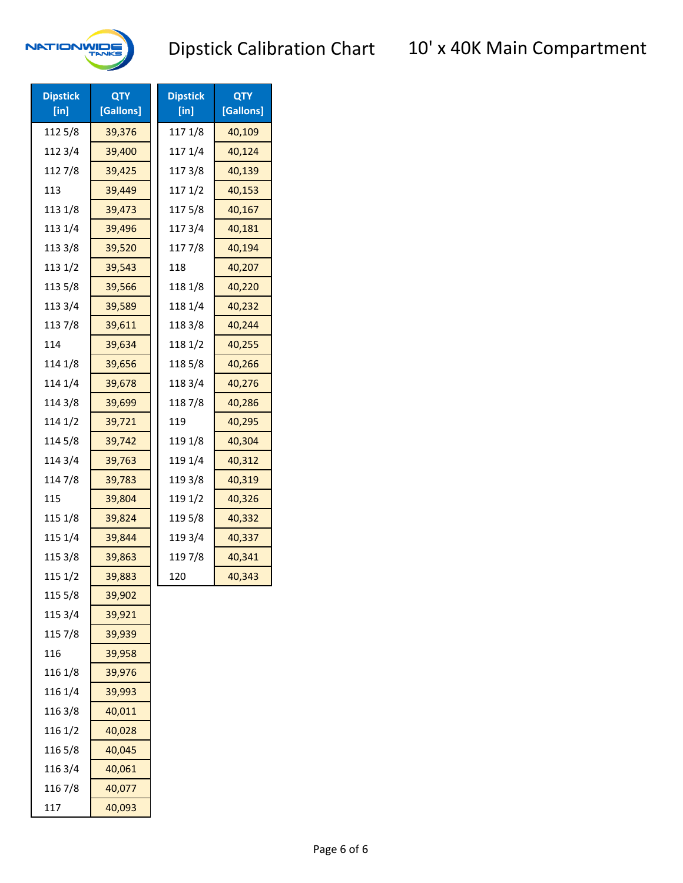# Dipstick Calibration Chart 10' x 40K Main Compartment

| Dipstick [in] | QTY [Gallons] |
|---|---|
| 112 5/8 | 39,376 |
| 112 3/4 | 39,400 |
| 112 7/8 | 39,425 |
| 113 | 39,449 |
| 113 1/8 | 39,473 |
| 113 1/4 | 39,496 |
| 113 3/8 | 39,520 |
| 113 1/2 | 39,543 |
| 113 5/8 | 39,566 |
| 113 3/4 | 39,589 |
| 113 7/8 | 39,611 |
| 114 | 39,634 |
| 114 1/8 | 39,656 |
| 114 1/4 | 39,678 |
| 114 3/8 | 39,699 |
| 114 1/2 | 39,721 |
| 114 5/8 | 39,742 |
| 114 3/4 | 39,763 |
| 114 7/8 | 39,783 |
| 115 | 39,804 |
| 115 1/8 | 39,824 |
| 115 1/4 | 39,844 |
| 115 3/8 | 39,863 |
| 115 1/2 | 39,883 |
| 115 5/8 | 39,902 |
| 115 3/4 | 39,921 |
| 115 7/8 | 39,939 |
| 116 | 39,958 |
| 116 1/8 | 39,976 |
| 116 1/4 | 39,993 |
| 116 3/8 | 40,011 |
| 116 1/2 | 40,028 |
| 116 5/8 | 40,045 |
| 116 3/4 | 40,061 |
| 116 7/8 | 40,077 |
| 117 | 40,093 |
| 117 1/8 | 40,109 |
| 117 1/4 | 40,124 |
| 117 3/8 | 40,139 |
| 117 1/2 | 40,153 |
| 117 5/8 | 40,167 |
| 117 3/4 | 40,181 |
| 117 7/8 | 40,194 |
| 118 | 40,207 |
| 118 1/8 | 40,220 |
| 118 1/4 | 40,232 |
| 118 3/8 | 40,244 |
| 118 1/2 | 40,255 |
| 118 5/8 | 40,266 |
| 118 3/4 | 40,276 |
| 118 7/8 | 40,286 |
| 119 | 40,295 |
| 119 1/8 | 40,304 |
| 119 1/4 | 40,312 |
| 119 3/8 | 40,319 |
| 119 1/2 | 40,326 |
| 119 5/8 | 40,332 |
| 119 3/4 | 40,337 |
| 119 7/8 | 40,341 |
| 120 | 40,343 |